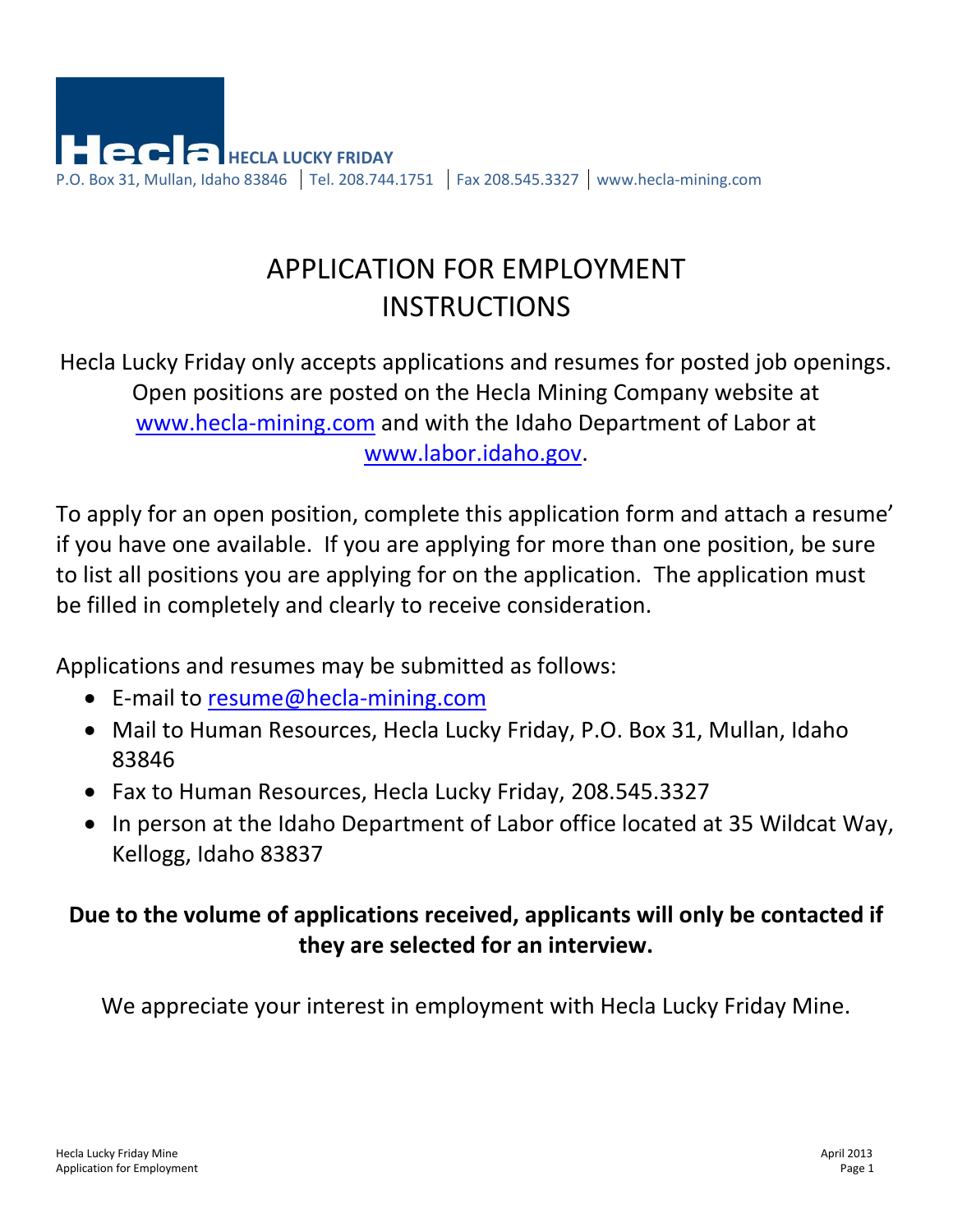**HECLA LUCKY FRIDAY**

P.O. Box 31, Mullan, Idaho 83846 | Tel. 208.744.1751 | Fax 208.545.3327 | www.hecla-mining.com

# APPLICATION FOR EMPLOYMENT INSTRUCTIONS

Hecla Lucky Friday only accepts applications and resumes for posted job openings. Open positions are posted on the Hecla Mining Company website at www.hecla-mining.com and with the Idaho Department of Labor at www.labor.idaho.gov.

To apply for an open position, complete this application form and attach a resume' if you have one available. If you are applying for more than one position, be sure to list all positions you are applying for on the application. The application must be filled in completely and clearly to receive consideration.

Applications and resumes may be submitted as follows:

- E-mail to resume@hecla-mining.com
- Mail to Human Resources, Hecla Lucky Friday, P.O. Box 31, Mullan, Idaho 83846
- Fax to Human Resources, Hecla Lucky Friday, 208.545.3327
- In person at the Idaho Department of Labor office located at 35 Wildcat Way, Kellogg, Idaho 83837

**Due to the volume of applications received, applicants will only be contacted if they are selected for an interview.**

We appreciate your interest in employment with Hecla Lucky Friday Mine.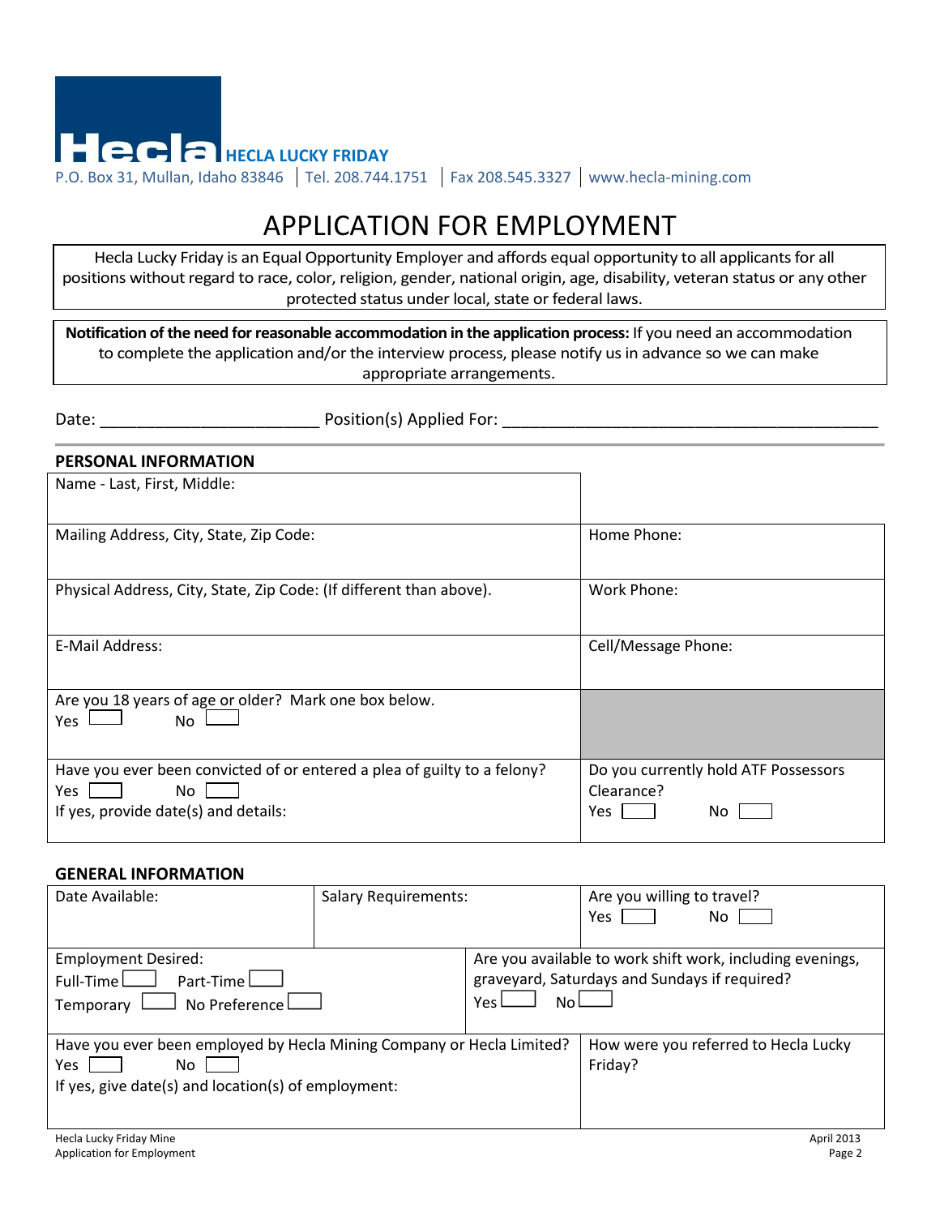Hecla HECLA LUCKY FRIDAY

P.O. Box 31, Mullan, Idaho 83846 | Tel. 208.744.1751 | Fax 208.545.3327 | www.hecla-mining.com

# APPLICATION FOR EMPLOYMENT

Hecla Lucky Friday is an Equal Opportunity Employer and affords equal opportunity to all applicants for all positions without regard to race, color, religion, gender, national origin, age, disability, veteran status or any other protected status under local, state or federal laws.

**Notification of the need for reasonable accommodation in the application process:** If you need an accommodation to complete the application and/or the interview process, please notify us in advance so we can make appropriate arrangements.

Date: ______________________ Position(s) Applied For: ________________________________________

## PERSONAL INFORMATION

| | |
|---|---|
| Name - Last, First, Middle: | |
| Mailing Address, City, State, Zip Code: | Home Phone: |
| Physical Address, City, State, Zip Code: (If different than above). | Work Phone: |
| E-Mail Address: | Cell/Message Phone: |
| Are you 18 years of age or older? Mark one box below.<br>Yes ☐ No ☐ | |
| Have you ever been convicted of or entered a plea of guilty to a felony?<br>Yes ☐ No ☐<br>If yes, provide date(s) and details: | Do you currently hold ATF Possessors Clearance?<br>Yes ☐ No ☐ |

## GENERAL INFORMATION

| | | |
|---|---|---|
| Date Available: | Salary Requirements: | Are you willing to travel?<br>Yes ☐ No ☐ |
| Employment Desired:<br>Full-Time ☐ Part-Time ☐<br>Temporary ☐ No Preference ☐ | Are you available to work shift work, including evenings, graveyard, Saturdays and Sundays if required?<br>Yes ☐ No ☐ | |
| Have you ever been employed by Hecla Mining Company or Hecla Limited?<br>Yes ☐ No ☐<br>If yes, give date(s) and location(s) of employment: | | How were you referred to Hecla Lucky Friday? |

Hecla Lucky Friday Mine
Application for Employment

April 2013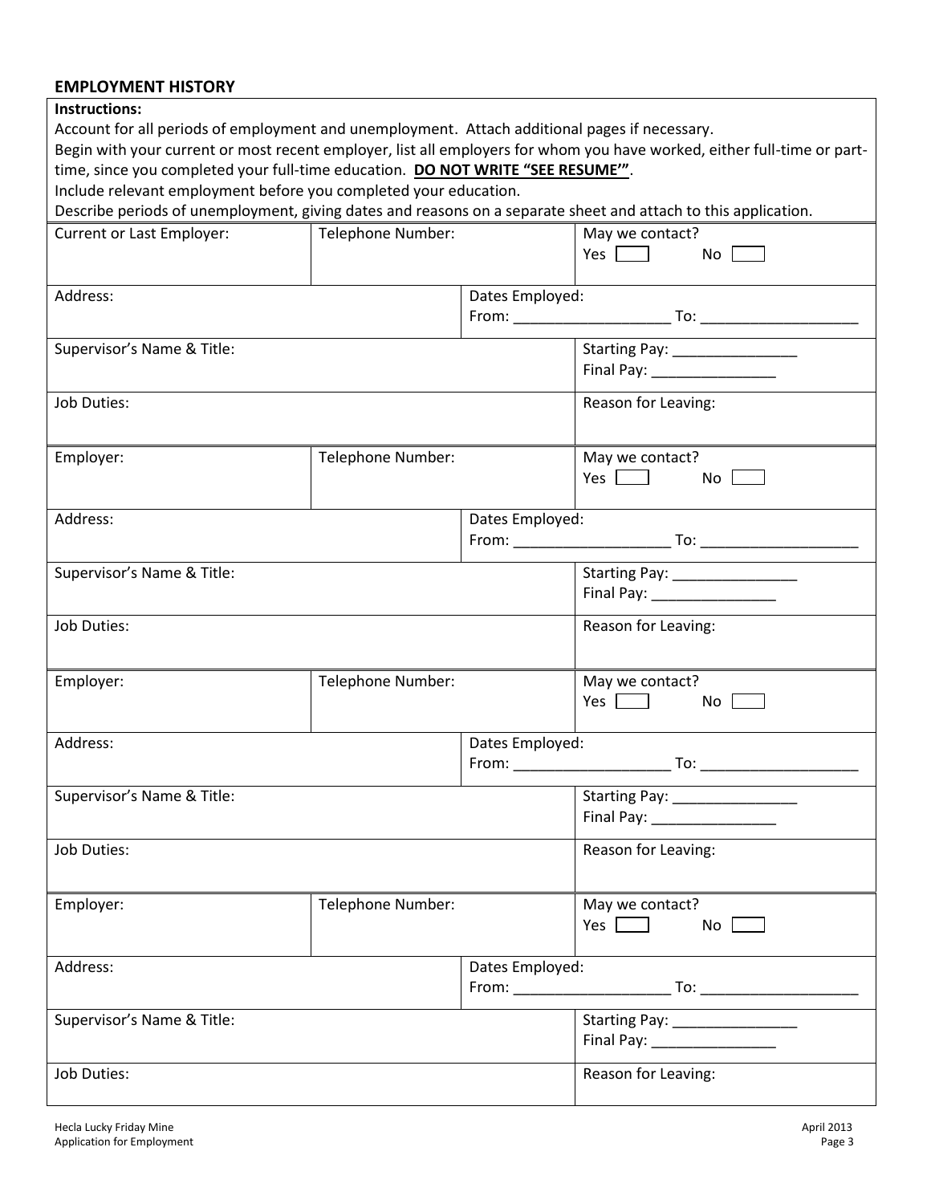## EMPLOYMENT HISTORY

**Instructions:**

Account for all periods of employment and unemployment. Attach additional pages if necessary.

Begin with your current or most recent employer, list all employers for whom you have worked, either full-time or part-time, since you completed your full-time education. **DO NOT WRITE "SEE RESUME'"**.

Include relevant employment before you completed your education.

Describe periods of unemployment, giving dates and reasons on a separate sheet and attach to this application.

| Current or Last Employer: | Telephone Number: | | May we contact? Yes ☐ No ☐ |
|---|---|---|---|
| Address: | | Dates Employed: From: ____________________ To: ____________________ | |
| Supervisor's Name & Title: | | | Starting Pay: ________________ Final Pay: ________________ |
| Job Duties: | | | Reason for Leaving: |

| Employer: | Telephone Number: | | May we contact? Yes ☐ No ☐ |
|---|---|---|---|
| Address: | | Dates Employed: From: ____________________ To: ____________________ | |
| Supervisor's Name & Title: | | | Starting Pay: ________________ Final Pay: ________________ |
| Job Duties: | | | Reason for Leaving: |

| Employer: | Telephone Number: | | May we contact? Yes ☐ No ☐ |
|---|---|---|---|
| Address: | | Dates Employed: From: ____________________ To: ____________________ | |
| Supervisor's Name & Title: | | | Starting Pay: ________________ Final Pay: ________________ |
| Job Duties: | | | Reason for Leaving: |

| Employer: | Telephone Number: | | May we contact? Yes ☐ No ☐ |
|---|---|---|---|
| Address: | | Dates Employed: From: ____________________ To: ____________________ | |
| Supervisor's Name & Title: | | | Starting Pay: ________________ Final Pay: ________________ |
| Job Duties: | | | Reason for Leaving: |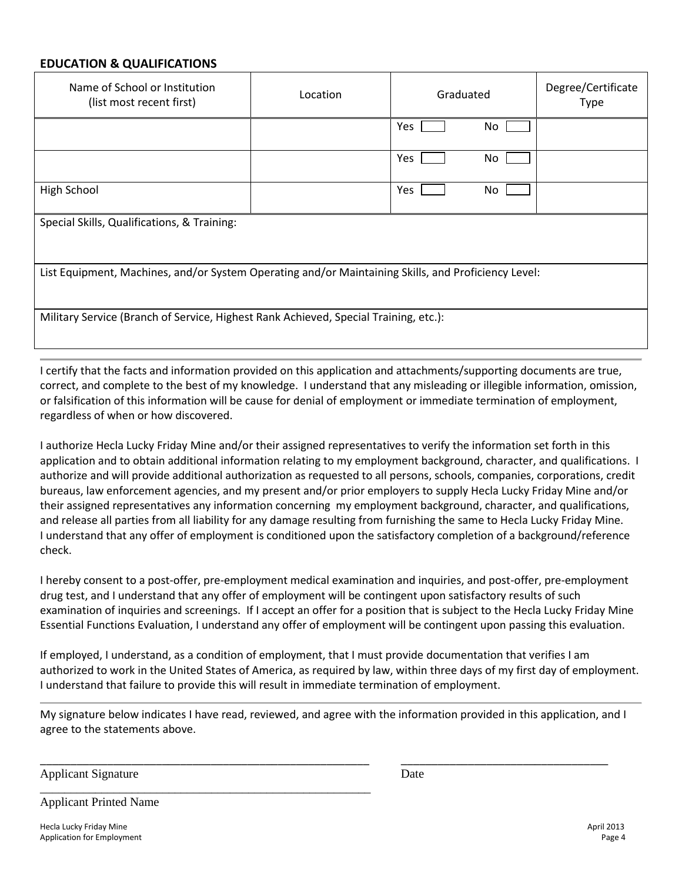## EDUCATION & QUALIFICATIONS

| Name of School or Institution (list most recent first) | Location | Graduated | Degree/Certificate Type |
|---|---|---|---|
| | | Yes ☐ No ☐ | |
| | | Yes ☐ No ☐ | |
| High School | | Yes ☐ No ☐ | |

Special Skills, Qualifications, & Training:

List Equipment, Machines, and/or System Operating and/or Maintaining Skills, and Proficiency Level:

Military Service (Branch of Service, Highest Rank Achieved, Special Training, etc.):

---

I certify that the facts and information provided on this application and attachments/supporting documents are true, correct, and complete to the best of my knowledge. I understand that any misleading or illegible information, omission, or falsification of this information will be cause for denial of employment or immediate termination of employment, regardless of when or how discovered.

I authorize Hecla Lucky Friday Mine and/or their assigned representatives to verify the information set forth in this application and to obtain additional information relating to my employment background, character, and qualifications. I authorize and will provide additional authorization as requested to all persons, schools, companies, corporations, credit bureaus, law enforcement agencies, and my present and/or prior employers to supply Hecla Lucky Friday Mine and/or their assigned representatives any information concerning my employment background, character, and qualifications, and release all parties from all liability for any damage resulting from furnishing the same to Hecla Lucky Friday Mine. I understand that any offer of employment is conditioned upon the satisfactory completion of a background/reference check.

I hereby consent to a post-offer, pre-employment medical examination and inquiries, and post-offer, pre-employment drug test, and I understand that any offer of employment will be contingent upon satisfactory results of such examination of inquiries and screenings. If I accept an offer for a position that is subject to the Hecla Lucky Friday Mine Essential Functions Evaluation, I understand any offer of employment will be contingent upon passing this evaluation.

If employed, I understand, as a condition of employment, that I must provide documentation that verifies I am authorized to work in the United States of America, as required by law, within three days of my first day of employment. I understand that failure to provide this will result in immediate termination of employment.

---

My signature below indicates I have read, reviewed, and agree with the information provided in this application, and I agree to the statements above.

_______________________________________________________ ___________________________________

Applicant Signature Date

_______________________________________________________

Applicant Printed Name